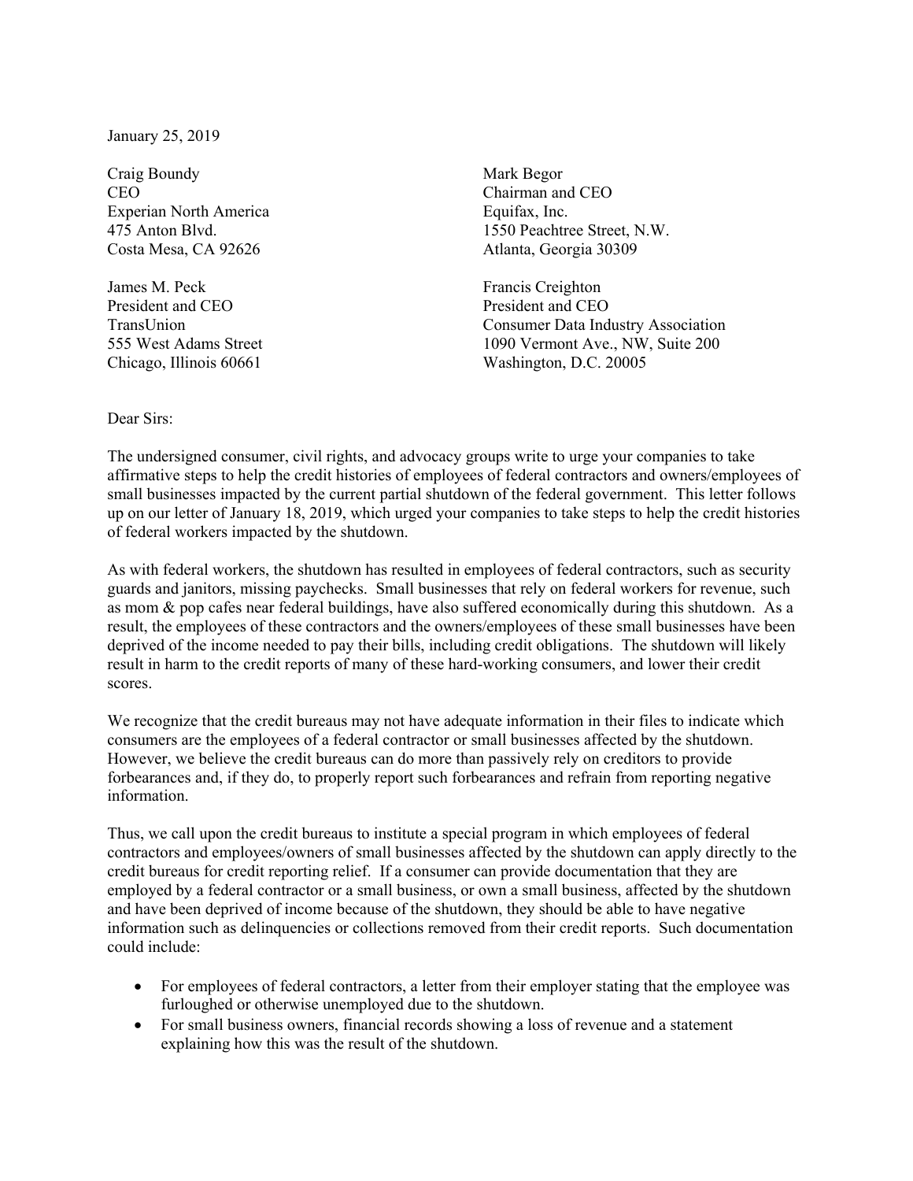January 25, 2019

Craig Boundy
CEO
Experian North America
475 Anton Blvd.
Costa Mesa, CA 92626

Mark Begor
Chairman and CEO
Equifax, Inc.
1550 Peachtree Street, N.W.
Atlanta, Georgia 30309

James M. Peck
President and CEO
TransUnion
555 West Adams Street
Chicago, Illinois 60661

Francis Creighton
President and CEO
Consumer Data Industry Association
1090 Vermont Ave., NW, Suite 200
Washington, D.C. 20005

Dear Sirs:

The undersigned consumer, civil rights, and advocacy groups write to urge your companies to take affirmative steps to help the credit histories of employees of federal contractors and owners/employees of small businesses impacted by the current partial shutdown of the federal government. This letter follows up on our letter of January 18, 2019, which urged your companies to take steps to help the credit histories of federal workers impacted by the shutdown.

As with federal workers, the shutdown has resulted in employees of federal contractors, such as security guards and janitors, missing paychecks. Small businesses that rely on federal workers for revenue, such as mom & pop cafes near federal buildings, have also suffered economically during this shutdown. As a result, the employees of these contractors and the owners/employees of these small businesses have been deprived of the income needed to pay their bills, including credit obligations. The shutdown will likely result in harm to the credit reports of many of these hard-working consumers, and lower their credit scores.

We recognize that the credit bureaus may not have adequate information in their files to indicate which consumers are the employees of a federal contractor or small businesses affected by the shutdown. However, we believe the credit bureaus can do more than passively rely on creditors to provide forbearances and, if they do, to properly report such forbearances and refrain from reporting negative information.

Thus, we call upon the credit bureaus to institute a special program in which employees of federal contractors and employees/owners of small businesses affected by the shutdown can apply directly to the credit bureaus for credit reporting relief. If a consumer can provide documentation that they are employed by a federal contractor or a small business, or own a small business, affected by the shutdown and have been deprived of income because of the shutdown, they should be able to have negative information such as delinquencies or collections removed from their credit reports. Such documentation could include:

- For employees of federal contractors, a letter from their employer stating that the employee was furloughed or otherwise unemployed due to the shutdown.
- For small business owners, financial records showing a loss of revenue and a statement explaining how this was the result of the shutdown.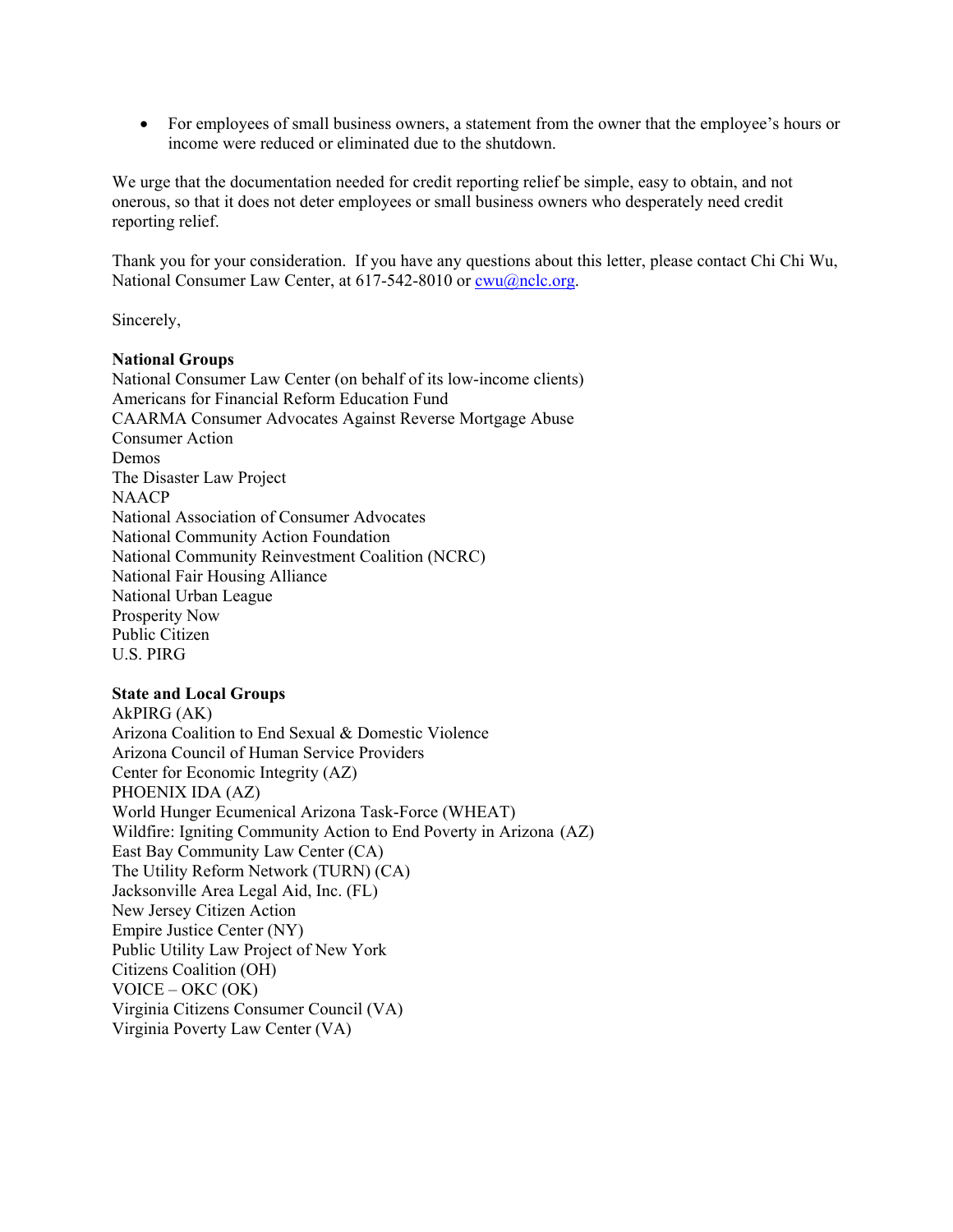- For employees of small business owners, a statement from the owner that the employee's hours or income were reduced or eliminated due to the shutdown.

We urge that the documentation needed for credit reporting relief be simple, easy to obtain, and not onerous, so that it does not deter employees or small business owners who desperately need credit reporting relief.

Thank you for your consideration. If you have any questions about this letter, please contact Chi Chi Wu, National Consumer Law Center, at 617-542-8010 or cwu@nclc.org.

Sincerely,

**National Groups**
National Consumer Law Center (on behalf of its low-income clients)
Americans for Financial Reform Education Fund
CAARMA Consumer Advocates Against Reverse Mortgage Abuse
Consumer Action
Demos
The Disaster Law Project
NAACP
National Association of Consumer Advocates
National Community Action Foundation
National Community Reinvestment Coalition (NCRC)
National Fair Housing Alliance
National Urban League
Prosperity Now
Public Citizen
U.S. PIRG

**State and Local Groups**
AkPIRG (AK)
Arizona Coalition to End Sexual & Domestic Violence
Arizona Council of Human Service Providers
Center for Economic Integrity (AZ)
PHOENIX IDA (AZ)
World Hunger Ecumenical Arizona Task-Force (WHEAT)
Wildfire: Igniting Community Action to End Poverty in Arizona (AZ)
East Bay Community Law Center (CA)
The Utility Reform Network (TURN) (CA)
Jacksonville Area Legal Aid, Inc. (FL)
New Jersey Citizen Action
Empire Justice Center (NY)
Public Utility Law Project of New York
Citizens Coalition (OH)
VOICE – OKC (OK)
Virginia Citizens Consumer Council (VA)
Virginia Poverty Law Center (VA)